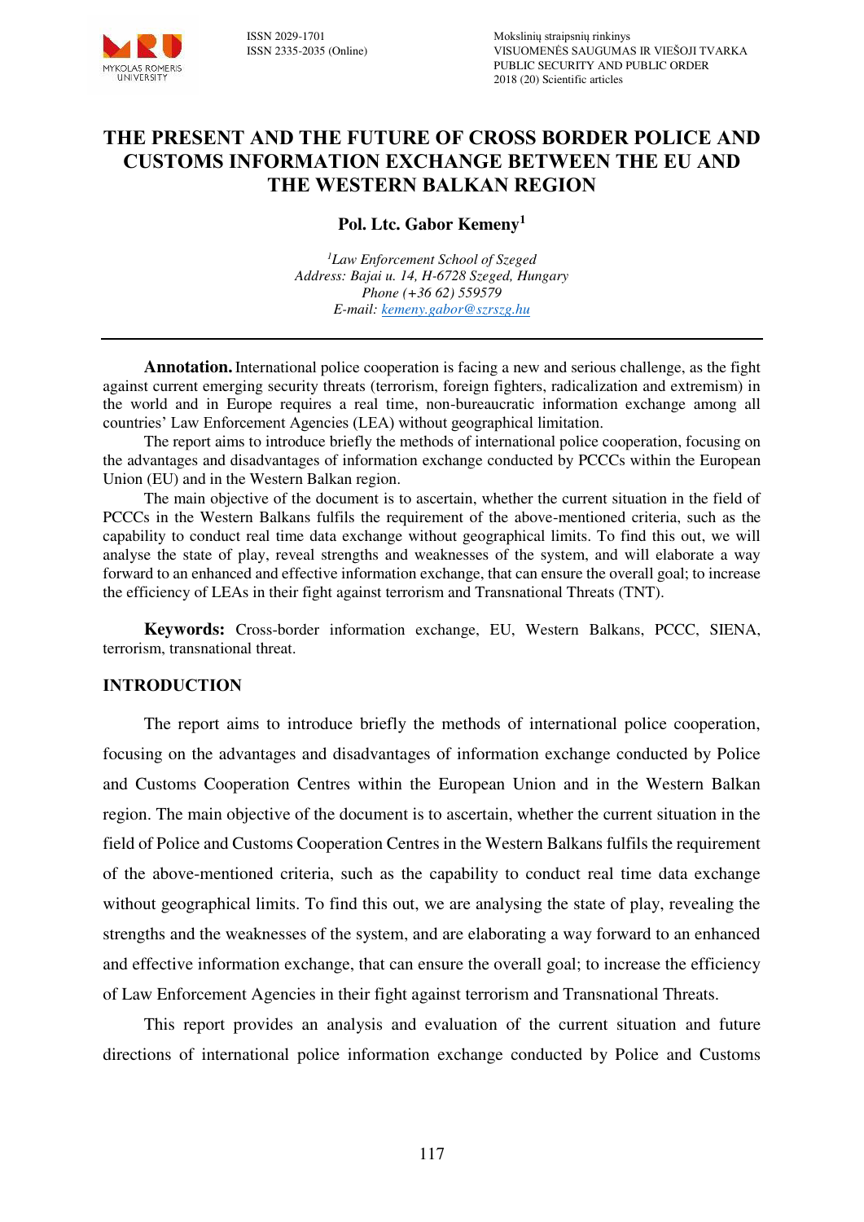# THE PRESENT AND THE FUTURE OF CROSS BORDER POLICE AND CUSTOMS INFORMATION EXCHANGE BETWEEN THE EU AND THE WESTERN BALKAN REGION

**Pol. Ltc. Gabor Kemeny[1]**

*[1]Law Enforcement School of Szeged*
*Address: Bajai u. 14, H-6728 Szeged, Hungary*
*Phone (+36 62) 559579*
*E-mail: kemeny.gabor@szrszg.hu*

---

**Annotation.** International police cooperation is facing a new and serious challenge, as the fight against current emerging security threats (terrorism, foreign fighters, radicalization and extremism) in the world and in Europe requires a real time, non-bureaucratic information exchange among all countries' Law Enforcement Agencies (LEA) without geographical limitation.

The report aims to introduce briefly the methods of international police cooperation, focusing on the advantages and disadvantages of information exchange conducted by PCCCs within the European Union (EU) and in the Western Balkan region.

The main objective of the document is to ascertain, whether the current situation in the field of PCCCs in the Western Balkans fulfils the requirement of the above-mentioned criteria, such as the capability to conduct real time data exchange without geographical limits. To find this out, we will analyse the state of play, reveal strengths and weaknesses of the system, and will elaborate a way forward to an enhanced and effective information exchange, that can ensure the overall goal; to increase the efficiency of LEAs in their fight against terrorism and Transnational Threats (TNT).

**Keywords:** Cross-border information exchange, EU, Western Balkans, PCCC, SIENA, terrorism, transnational threat.

## INTRODUCTION

The report aims to introduce briefly the methods of international police cooperation, focusing on the advantages and disadvantages of information exchange conducted by Police and Customs Cooperation Centres within the European Union and in the Western Balkan region. The main objective of the document is to ascertain, whether the current situation in the field of Police and Customs Cooperation Centres in the Western Balkans fulfils the requirement of the above-mentioned criteria, such as the capability to conduct real time data exchange without geographical limits. To find this out, we are analysing the state of play, revealing the strengths and the weaknesses of the system, and are elaborating a way forward to an enhanced and effective information exchange, that can ensure the overall goal; to increase the efficiency of Law Enforcement Agencies in their fight against terrorism and Transnational Threats.

This report provides an analysis and evaluation of the current situation and future directions of international police information exchange conducted by Police and Customs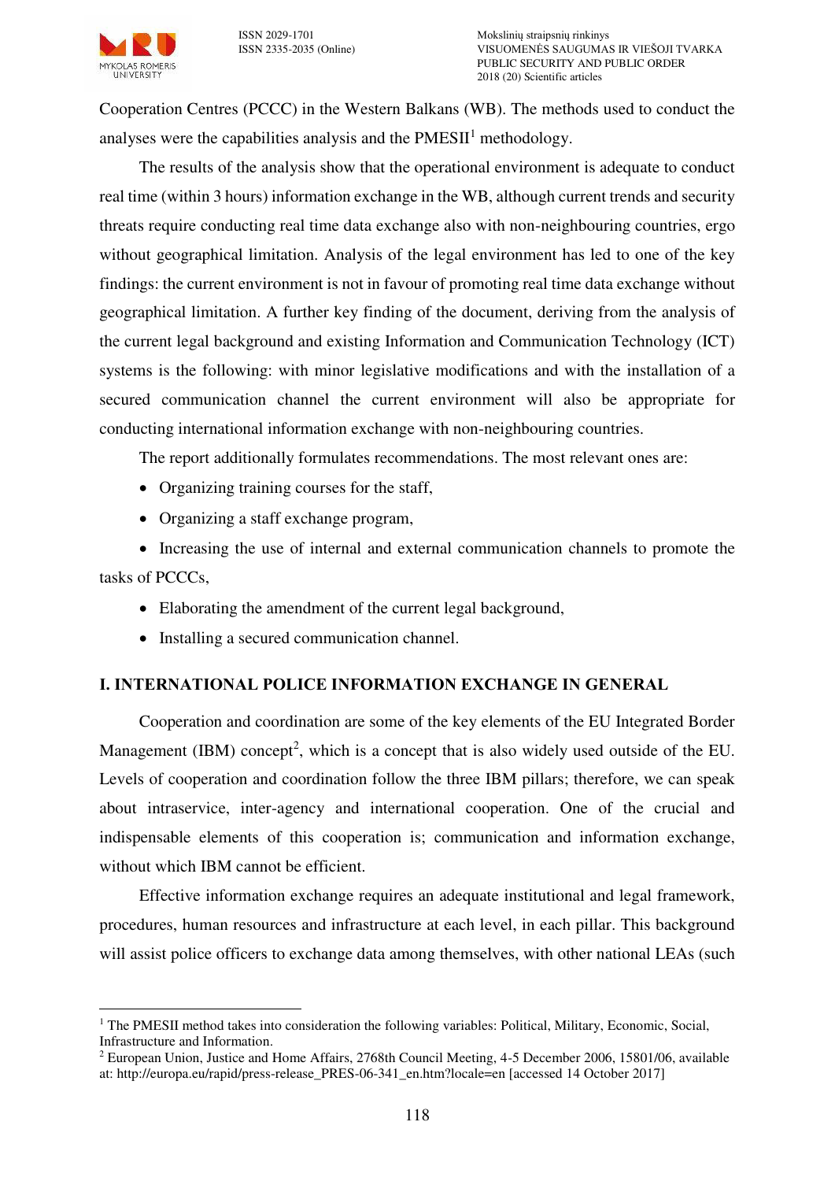Cooperation Centres (PCCC) in the Western Balkans (WB). The methods used to conduct the analyses were the capabilities analysis and the PMESII[1] methodology.

The results of the analysis show that the operational environment is adequate to conduct real time (within 3 hours) information exchange in the WB, although current trends and security threats require conducting real time data exchange also with non-neighbouring countries, ergo without geographical limitation. Analysis of the legal environment has led to one of the key findings: the current environment is not in favour of promoting real time data exchange without geographical limitation. A further key finding of the document, deriving from the analysis of the current legal background and existing Information and Communication Technology (ICT) systems is the following: with minor legislative modifications and with the installation of a secured communication channel the current environment will also be appropriate for conducting international information exchange with non-neighbouring countries.

The report additionally formulates recommendations. The most relevant ones are:

- Organizing training courses for the staff,
- Organizing a staff exchange program,
- Increasing the use of internal and external communication channels to promote the tasks of PCCCs,
- Elaborating the amendment of the current legal background,
- Installing a secured communication channel.

## I. INTERNATIONAL POLICE INFORMATION EXCHANGE IN GENERAL

Cooperation and coordination are some of the key elements of the EU Integrated Border Management (IBM) concept[2], which is a concept that is also widely used outside of the EU. Levels of cooperation and coordination follow the three IBM pillars; therefore, we can speak about intraservice, inter-agency and international cooperation. One of the crucial and indispensable elements of this cooperation is; communication and information exchange, without which IBM cannot be efficient.

Effective information exchange requires an adequate institutional and legal framework, procedures, human resources and infrastructure at each level, in each pillar. This background will assist police officers to exchange data among themselves, with other national LEAs (such

---

[1] The PMESII method takes into consideration the following variables: Political, Military, Economic, Social, Infrastructure and Information.

[2] European Union, Justice and Home Affairs, 2768th Council Meeting, 4-5 December 2006, 15801/06, available at: http://europa.eu/rapid/press-release_PRES-06-341_en.htm?locale=en [accessed 14 October 2017]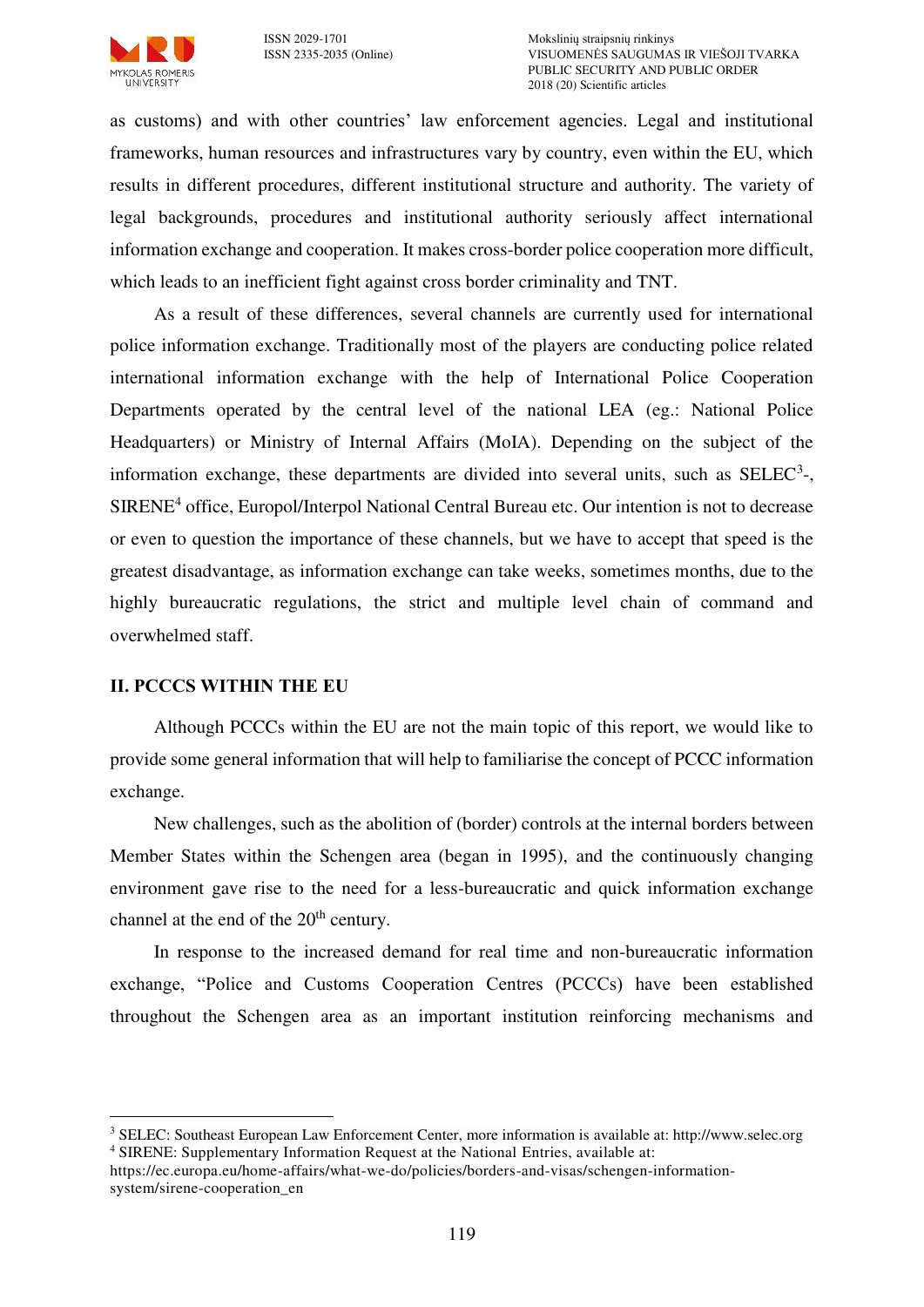as customs) and with other countries' law enforcement agencies. Legal and institutional frameworks, human resources and infrastructures vary by country, even within the EU, which results in different procedures, different institutional structure and authority. The variety of legal backgrounds, procedures and institutional authority seriously affect international information exchange and cooperation. It makes cross-border police cooperation more difficult, which leads to an inefficient fight against cross border criminality and TNT.

As a result of these differences, several channels are currently used for international police information exchange. Traditionally most of the players are conducting police related international information exchange with the help of International Police Cooperation Departments operated by the central level of the national LEA (eg.: National Police Headquarters) or Ministry of Internal Affairs (MoIA). Depending on the subject of the information exchange, these departments are divided into several units, such as SELEC[3]-, SIRENE[4] office, Europol/Interpol National Central Bureau etc. Our intention is not to decrease or even to question the importance of these channels, but we have to accept that speed is the greatest disadvantage, as information exchange can take weeks, sometimes months, due to the highly bureaucratic regulations, the strict and multiple level chain of command and overwhelmed staff.

## II. PCCCS WITHIN THE EU

Although PCCCs within the EU are not the main topic of this report, we would like to provide some general information that will help to familiarise the concept of PCCC information exchange.

New challenges, such as the abolition of (border) controls at the internal borders between Member States within the Schengen area (began in 1995), and the continuously changing environment gave rise to the need for a less-bureaucratic and quick information exchange channel at the end of the 20th century.

In response to the increased demand for real time and non-bureaucratic information exchange, "Police and Customs Cooperation Centres (PCCCs) have been established throughout the Schengen area as an important institution reinforcing mechanisms and

---

[3] SELEC: Southeast European Law Enforcement Center, more information is available at: http://www.selec.org

[4] SIRENE: Supplementary Information Request at the National Entries, available at: https://ec.europa.eu/home-affairs/what-we-do/policies/borders-and-visas/schengen-information-system/sirene-cooperation_en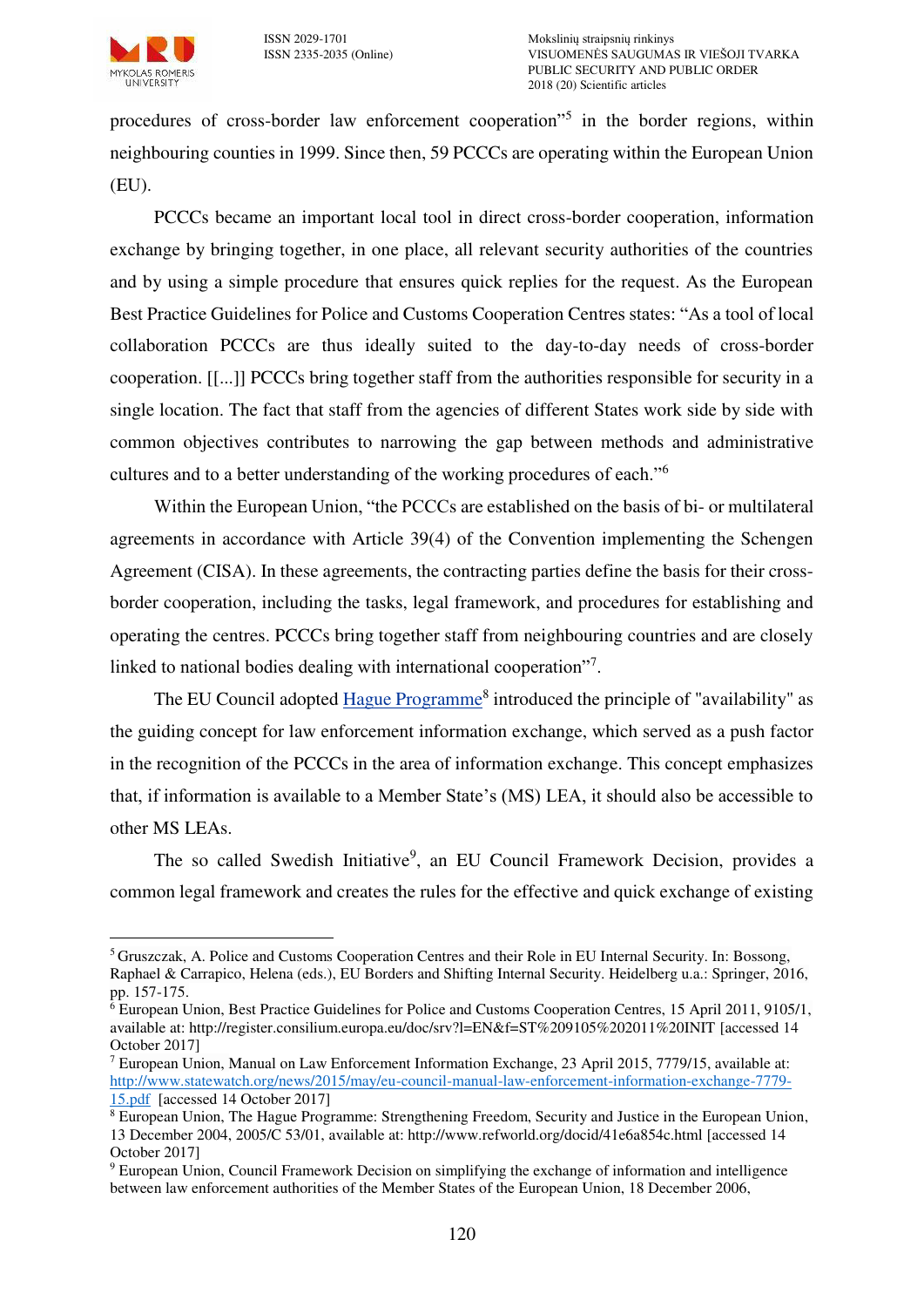procedures of cross-border law enforcement cooperation"[5] in the border regions, within neighbouring counties in 1999. Since then, 59 PCCCs are operating within the European Union (EU).

PCCCs became an important local tool in direct cross-border cooperation, information exchange by bringing together, in one place, all relevant security authorities of the countries and by using a simple procedure that ensures quick replies for the request. As the European Best Practice Guidelines for Police and Customs Cooperation Centres states: "As a tool of local collaboration PCCCs are thus ideally suited to the day-to-day needs of cross-border cooperation. [[...]] PCCCs bring together staff from the authorities responsible for security in a single location. The fact that staff from the agencies of different States work side by side with common objectives contributes to narrowing the gap between methods and administrative cultures and to a better understanding of the working procedures of each."[6]

Within the European Union, "the PCCCs are established on the basis of bi- or multilateral agreements in accordance with Article 39(4) of the Convention implementing the Schengen Agreement (CISA). In these agreements, the contracting parties define the basis for their cross-border cooperation, including the tasks, legal framework, and procedures for establishing and operating the centres. PCCCs bring together staff from neighbouring countries and are closely linked to national bodies dealing with international cooperation"[7].

The EU Council adopted Hague Programme[8] introduced the principle of "availability" as the guiding concept for law enforcement information exchange, which served as a push factor in the recognition of the PCCCs in the area of information exchange. This concept emphasizes that, if information is available to a Member State's (MS) LEA, it should also be accessible to other MS LEAs.

The so called Swedish Initiative[9], an EU Council Framework Decision, provides a common legal framework and creates the rules for the effective and quick exchange of existing

---

[5] Gruszczak, A. Police and Customs Cooperation Centres and their Role in EU Internal Security. In: Bossong, Raphael & Carrapico, Helena (eds.), EU Borders and Shifting Internal Security. Heidelberg u.a.: Springer, 2016, pp. 157-175.

[6] European Union, Best Practice Guidelines for Police and Customs Cooperation Centres, 15 April 2011, 9105/1, available at: http://register.consilium.europa.eu/doc/srv?l=EN&f=ST%209105%202011%20INIT [accessed 14 October 2017]

[7] European Union, Manual on Law Enforcement Information Exchange, 23 April 2015, 7779/15, available at: http://www.statewatch.org/news/2015/may/eu-council-manual-law-enforcement-information-exchange-7779-15.pdf [accessed 14 October 2017]

[8] European Union, The Hague Programme: Strengthening Freedom, Security and Justice in the European Union, 13 December 2004, 2005/C 53/01, available at: http://www.refworld.org/docid/41e6a854c.html [accessed 14 October 2017]

[9] European Union, Council Framework Decision on simplifying the exchange of information and intelligence between law enforcement authorities of the Member States of the European Union, 18 December 2006,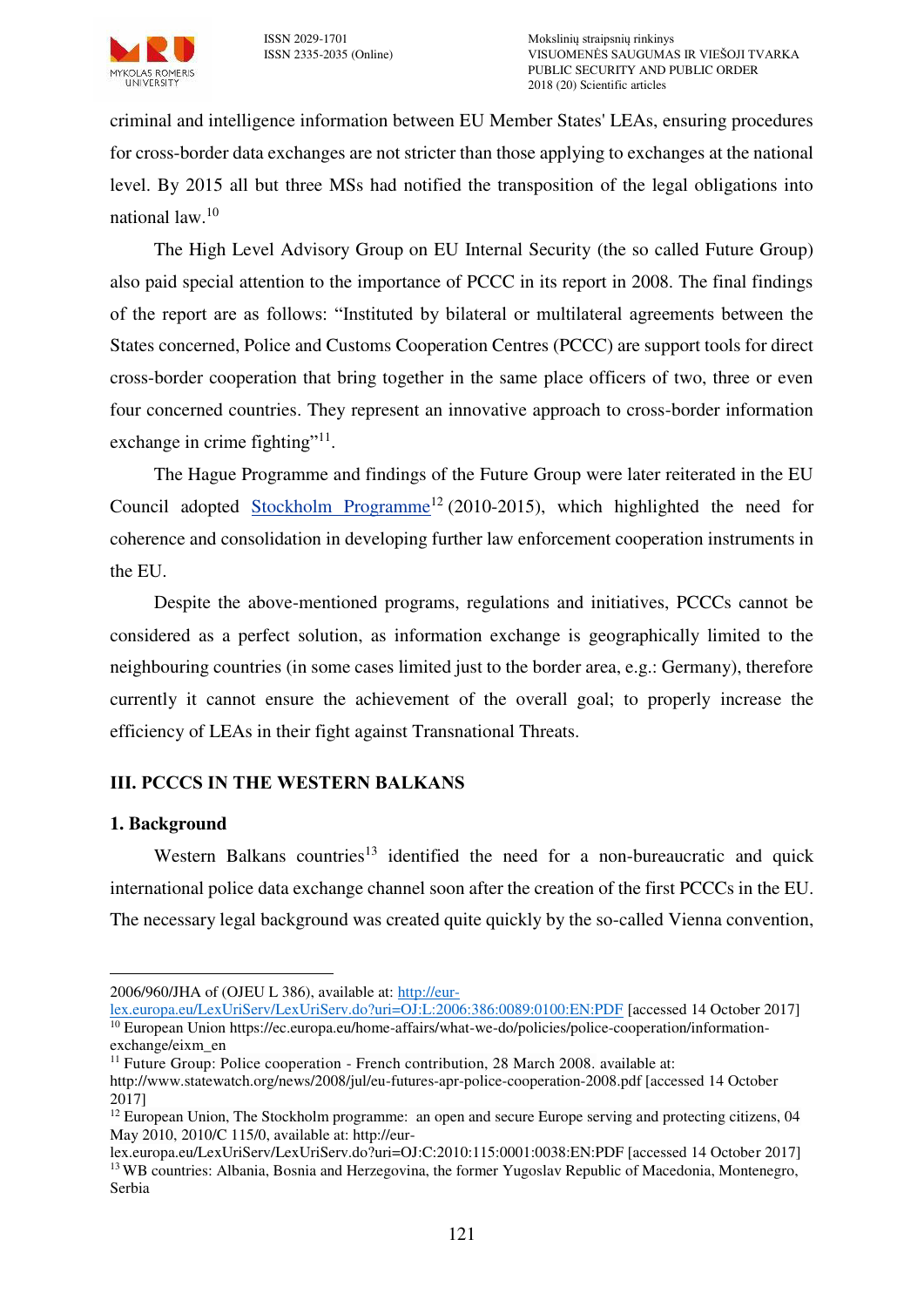criminal and intelligence information between EU Member States' LEAs, ensuring procedures for cross-border data exchanges are not stricter than those applying to exchanges at the national level. By 2015 all but three MSs had notified the transposition of the legal obligations into national law.[10]

The High Level Advisory Group on EU Internal Security (the so called Future Group) also paid special attention to the importance of PCCC in its report in 2008. The final findings of the report are as follows: "Instituted by bilateral or multilateral agreements between the States concerned, Police and Customs Cooperation Centres (PCCC) are support tools for direct cross-border cooperation that bring together in the same place officers of two, three or even four concerned countries. They represent an innovative approach to cross-border information exchange in crime fighting"[11].

The Hague Programme and findings of the Future Group were later reiterated in the EU Council adopted Stockholm Programme[12] (2010-2015), which highlighted the need for coherence and consolidation in developing further law enforcement cooperation instruments in the EU.

Despite the above-mentioned programs, regulations and initiatives, PCCCs cannot be considered as a perfect solution, as information exchange is geographically limited to the neighbouring countries (in some cases limited just to the border area, e.g.: Germany), therefore currently it cannot ensure the achievement of the overall goal; to properly increase the efficiency of LEAs in their fight against Transnational Threats.

## III. PCCCS IN THE WESTERN BALKANS

### 1. Background

Western Balkans countries[13] identified the need for a non-bureaucratic and quick international police data exchange channel soon after the creation of the first PCCCs in the EU. The necessary legal background was created quite quickly by the so-called Vienna convention,

---

2006/960/JHA of (OJEU L 386), available at: http://eur-lex.europa.eu/LexUriServ/LexUriServ.do?uri=OJ:L:2006:386:0089:0100:EN:PDF [accessed 14 October 2017]

[10] European Union https://ec.europa.eu/home-affairs/what-we-do/policies/police-cooperation/information-exchange/eixm_en

[11] Future Group: Police cooperation - French contribution, 28 March 2008. available at: http://www.statewatch.org/news/2008/jul/eu-futures-apr-police-cooperation-2008.pdf [accessed 14 October 2017]

[12] European Union, The Stockholm programme: an open and secure Europe serving and protecting citizens, 04 May 2010, 2010/C 115/0, available at: http://eur-lex.europa.eu/LexUriServ/LexUriServ.do?uri=OJ:C:2010:115:0001:0038:EN:PDF [accessed 14 October 2017]

[13] WB countries: Albania, Bosnia and Herzegovina, the former Yugoslav Republic of Macedonia, Montenegro, Serbia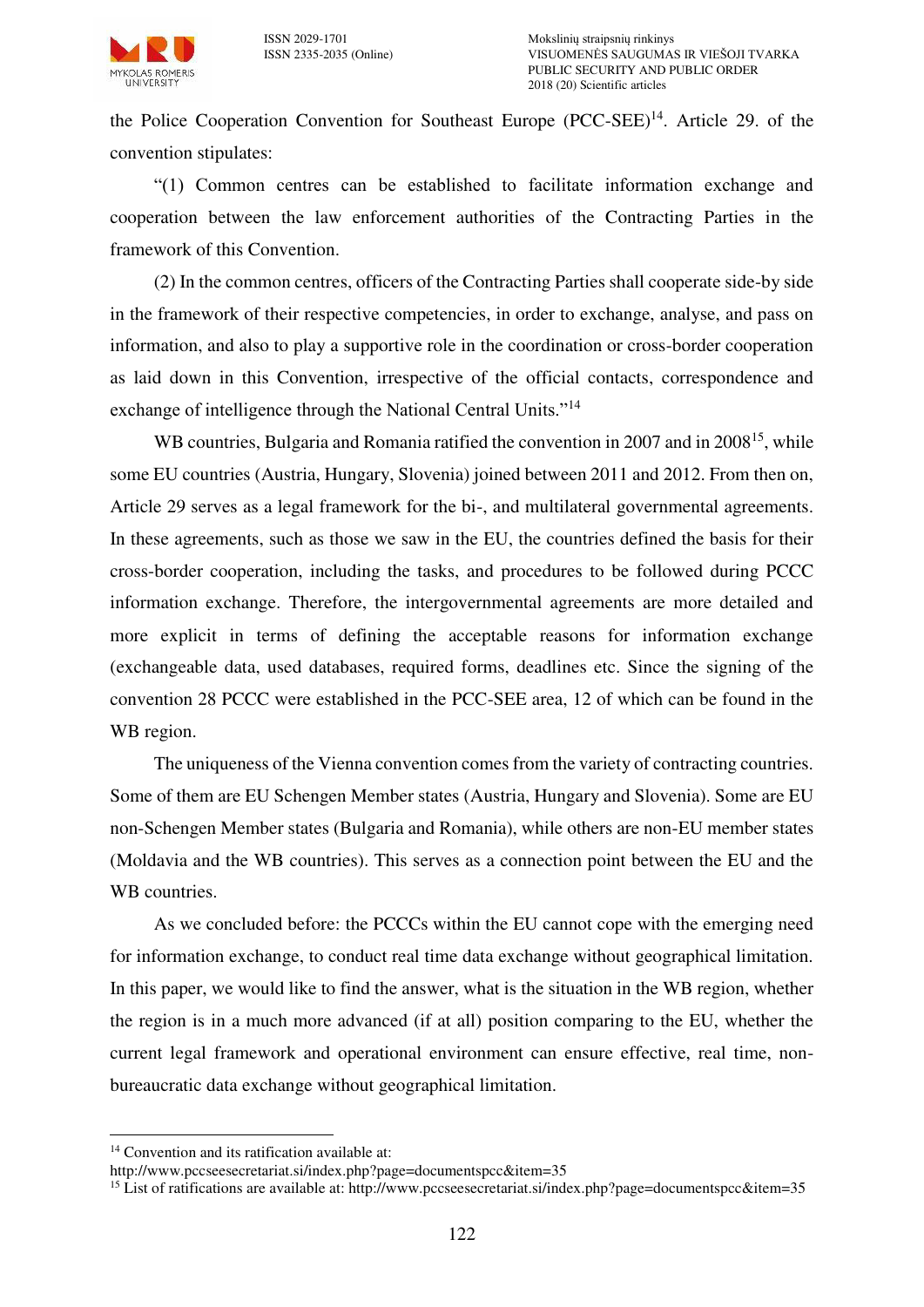the Police Cooperation Convention for Southeast Europe (PCC-SEE)[14]. Article 29. of the convention stipulates:

"(1) Common centres can be established to facilitate information exchange and cooperation between the law enforcement authorities of the Contracting Parties in the framework of this Convention.

(2) In the common centres, officers of the Contracting Parties shall cooperate side-by side in the framework of their respective competencies, in order to exchange, analyse, and pass on information, and also to play a supportive role in the coordination or cross-border cooperation as laid down in this Convention, irrespective of the official contacts, correspondence and exchange of intelligence through the National Central Units."[14]

WB countries, Bulgaria and Romania ratified the convention in 2007 and in 2008[15], while some EU countries (Austria, Hungary, Slovenia) joined between 2011 and 2012. From then on, Article 29 serves as a legal framework for the bi-, and multilateral governmental agreements. In these agreements, such as those we saw in the EU, the countries defined the basis for their cross-border cooperation, including the tasks, and procedures to be followed during PCCC information exchange. Therefore, the intergovernmental agreements are more detailed and more explicit in terms of defining the acceptable reasons for information exchange (exchangeable data, used databases, required forms, deadlines etc. Since the signing of the convention 28 PCCC were established in the PCC-SEE area, 12 of which can be found in the WB region.

The uniqueness of the Vienna convention comes from the variety of contracting countries. Some of them are EU Schengen Member states (Austria, Hungary and Slovenia). Some are EU non-Schengen Member states (Bulgaria and Romania), while others are non-EU member states (Moldavia and the WB countries). This serves as a connection point between the EU and the WB countries.

As we concluded before: the PCCCs within the EU cannot cope with the emerging need for information exchange, to conduct real time data exchange without geographical limitation. In this paper, we would like to find the answer, what is the situation in the WB region, whether the region is in a much more advanced (if at all) position comparing to the EU, whether the current legal framework and operational environment can ensure effective, real time, non-bureaucratic data exchange without geographical limitation.

---

[14] Convention and its ratification available at: http://www.pccseesecretariat.si/index.php?page=documentspcc&item=35

[15] List of ratifications are available at: http://www.pccseesecretariat.si/index.php?page=documentspcc&item=35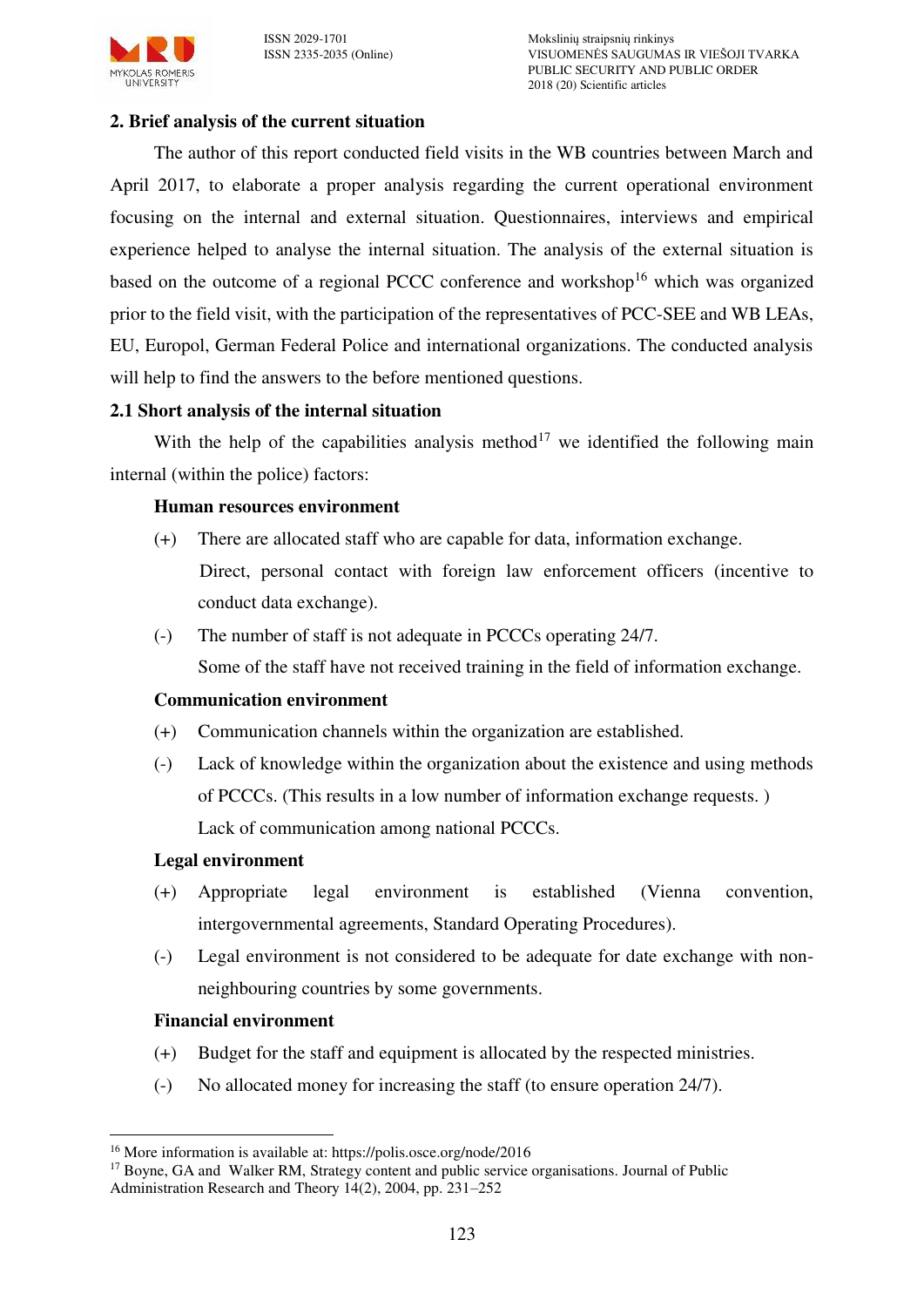## 2. Brief analysis of the current situation

The author of this report conducted field visits in the WB countries between March and April 2017, to elaborate a proper analysis regarding the current operational environment focusing on the internal and external situation. Questionnaires, interviews and empirical experience helped to analyse the internal situation. The analysis of the external situation is based on the outcome of a regional PCCC conference and workshop[16] which was organized prior to the field visit, with the participation of the representatives of PCC-SEE and WB LEAs, EU, Europol, German Federal Police and international organizations. The conducted analysis will help to find the answers to the before mentioned questions.

### 2.1 Short analysis of the internal situation

With the help of the capabilities analysis method[17] we identified the following main internal (within the police) factors:

**Human resources environment**

(+) There are allocated staff who are capable for data, information exchange.
Direct, personal contact with foreign law enforcement officers (incentive to conduct data exchange).

(-) The number of staff is not adequate in PCCCs operating 24/7.
Some of the staff have not received training in the field of information exchange.

**Communication environment**

(+) Communication channels within the organization are established.

(-) Lack of knowledge within the organization about the existence and using methods of PCCCs. (This results in a low number of information exchange requests. )
Lack of communication among national PCCCs.

**Legal environment**

(+) Appropriate legal environment is established (Vienna convention, intergovernmental agreements, Standard Operating Procedures).

(-) Legal environment is not considered to be adequate for date exchange with non-neighbouring countries by some governments.

**Financial environment**

(+) Budget for the staff and equipment is allocated by the respected ministries.

(-) No allocated money for increasing the staff (to ensure operation 24/7).

---

[16] More information is available at: https://polis.osce.org/node/2016

[17] Boyne, GA and Walker RM, Strategy content and public service organisations. Journal of Public Administration Research and Theory 14(2), 2004, pp. 231–252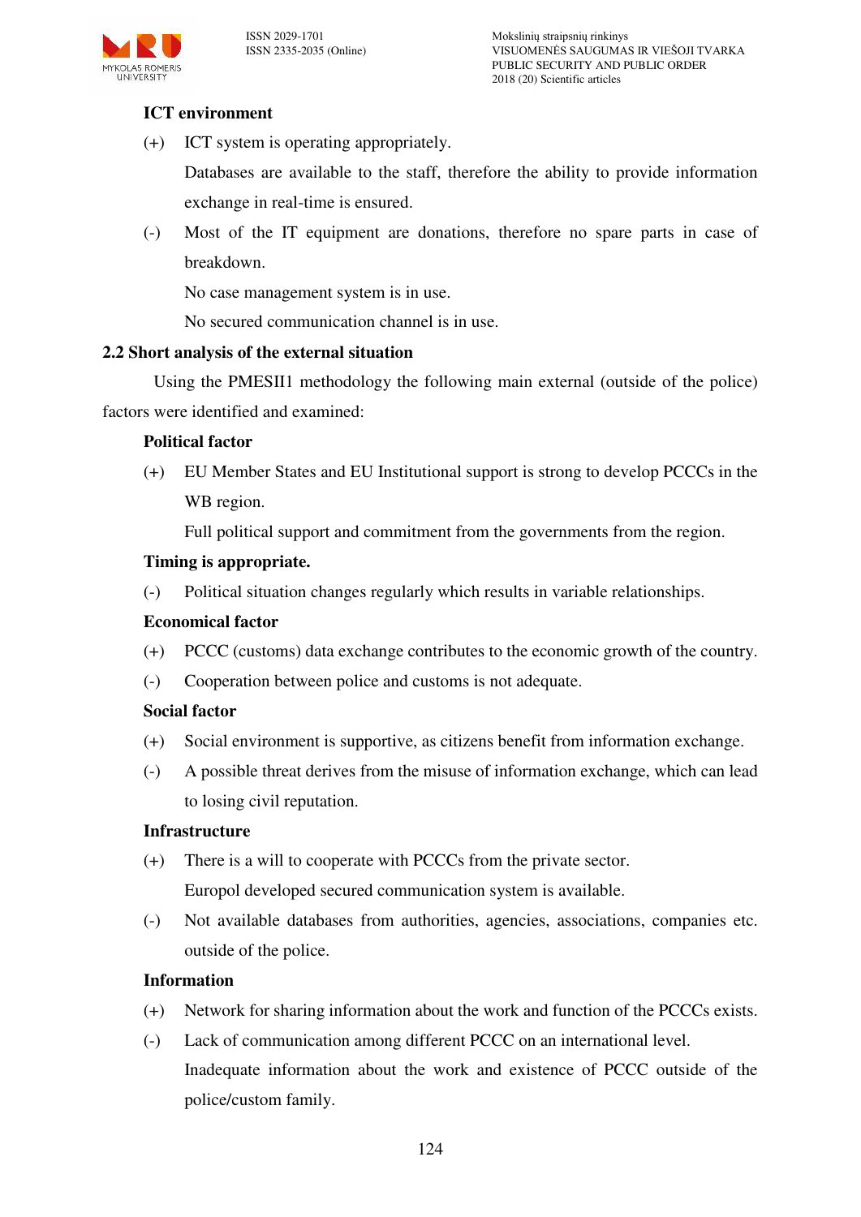**ICT environment**

(+) ICT system is operating appropriately.

Databases are available to the staff, therefore the ability to provide information exchange in real-time is ensured.

(-) Most of the IT equipment are donations, therefore no spare parts in case of breakdown.

No case management system is in use.

No secured communication channel is in use.

## 2.2 Short analysis of the external situation

Using the PMESII1 methodology the following main external (outside of the police) factors were identified and examined:

**Political factor**

(+) EU Member States and EU Institutional support is strong to develop PCCCs in the WB region.

Full political support and commitment from the governments from the region.

**Timing is appropriate.**

(-) Political situation changes regularly which results in variable relationships.

**Economical factor**

(+) PCCC (customs) data exchange contributes to the economic growth of the country.

(-) Cooperation between police and customs is not adequate.

**Social factor**

(+) Social environment is supportive, as citizens benefit from information exchange.

(-) A possible threat derives from the misuse of information exchange, which can lead to losing civil reputation.

**Infrastructure**

(+) There is a will to cooperate with PCCCs from the private sector.

Europol developed secured communication system is available.

(-) Not available databases from authorities, agencies, associations, companies etc. outside of the police.

**Information**

(+) Network for sharing information about the work and function of the PCCCs exists.

(-) Lack of communication among different PCCC on an international level.

Inadequate information about the work and existence of PCCC outside of the police/custom family.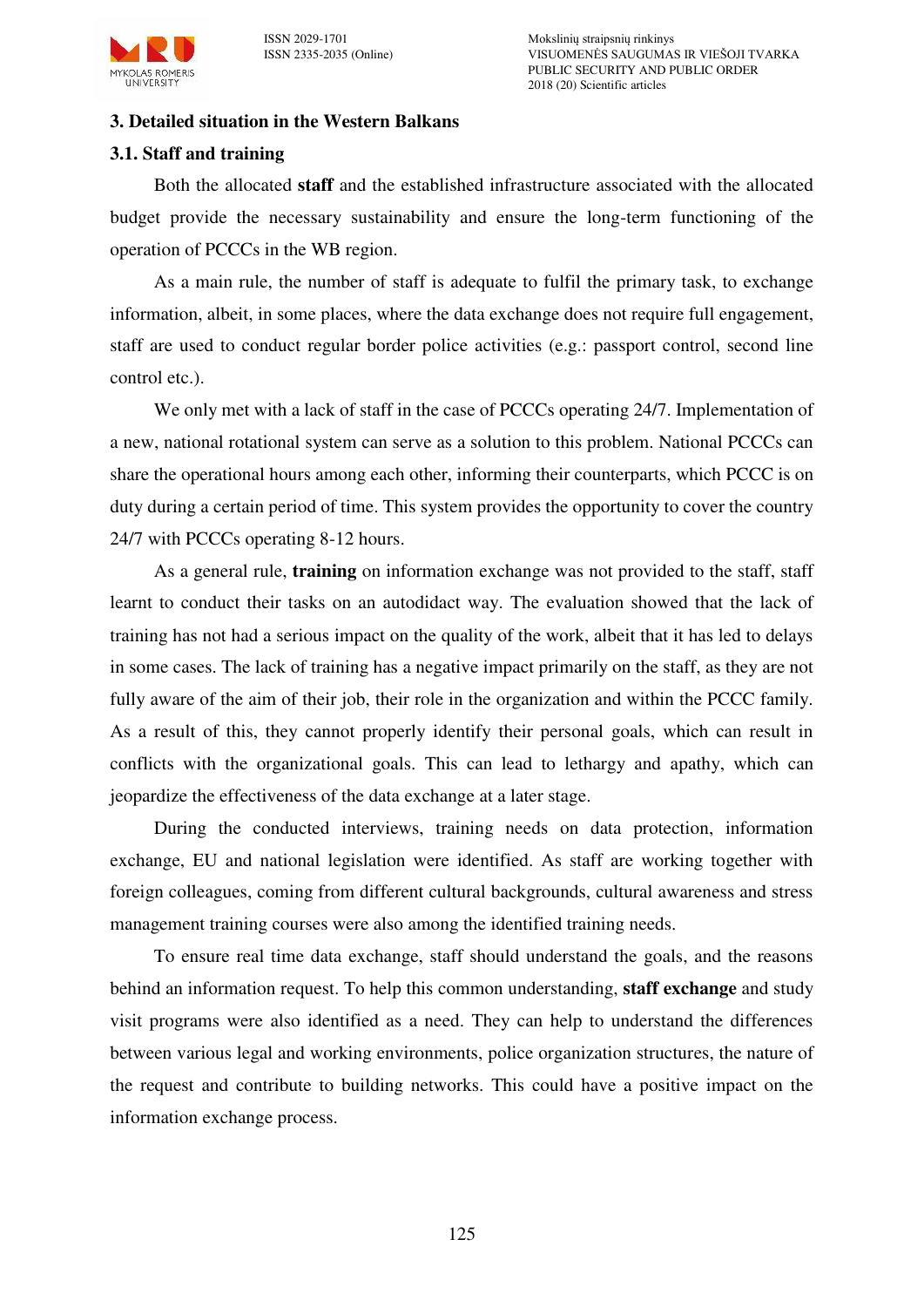## 3. Detailed situation in the Western Balkans

### 3.1. Staff and training

Both the allocated **staff** and the established infrastructure associated with the allocated budget provide the necessary sustainability and ensure the long-term functioning of the operation of PCCCs in the WB region.

As a main rule, the number of staff is adequate to fulfil the primary task, to exchange information, albeit, in some places, where the data exchange does not require full engagement, staff are used to conduct regular border police activities (e.g.: passport control, second line control etc.).

We only met with a lack of staff in the case of PCCCs operating 24/7. Implementation of a new, national rotational system can serve as a solution to this problem. National PCCCs can share the operational hours among each other, informing their counterparts, which PCCC is on duty during a certain period of time. This system provides the opportunity to cover the country 24/7 with PCCCs operating 8-12 hours.

As a general rule, **training** on information exchange was not provided to the staff, staff learnt to conduct their tasks on an autodidact way. The evaluation showed that the lack of training has not had a serious impact on the quality of the work, albeit that it has led to delays in some cases. The lack of training has a negative impact primarily on the staff, as they are not fully aware of the aim of their job, their role in the organization and within the PCCC family. As a result of this, they cannot properly identify their personal goals, which can result in conflicts with the organizational goals. This can lead to lethargy and apathy, which can jeopardize the effectiveness of the data exchange at a later stage.

During the conducted interviews, training needs on data protection, information exchange, EU and national legislation were identified. As staff are working together with foreign colleagues, coming from different cultural backgrounds, cultural awareness and stress management training courses were also among the identified training needs.

To ensure real time data exchange, staff should understand the goals, and the reasons behind an information request. To help this common understanding, **staff exchange** and study visit programs were also identified as a need. They can help to understand the differences between various legal and working environments, police organization structures, the nature of the request and contribute to building networks. This could have a positive impact on the information exchange process.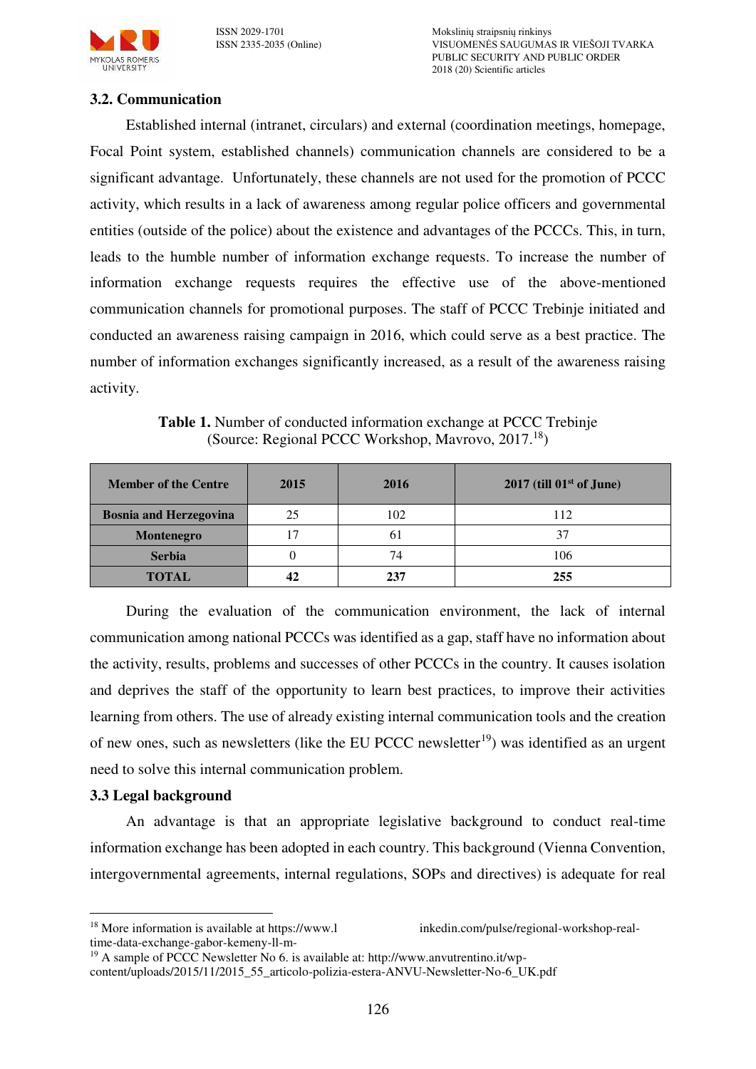### 3.2. Communication

Established internal (intranet, circulars) and external (coordination meetings, homepage, Focal Point system, established channels) communication channels are considered to be a significant advantage. Unfortunately, these channels are not used for the promotion of PCCC activity, which results in a lack of awareness among regular police officers and governmental entities (outside of the police) about the existence and advantages of the PCCCs. This, in turn, leads to the humble number of information exchange requests. To increase the number of information exchange requests requires the effective use of the above-mentioned communication channels for promotional purposes. The staff of PCCC Trebinje initiated and conducted an awareness raising campaign in 2016, which could serve as a best practice. The number of information exchanges significantly increased, as a result of the awareness raising activity.

**Table 1.** Number of conducted information exchange at PCCC Trebinje (Source: Regional PCCC Workshop, Mavrovo, 2017.[18])

| Member of the Centre | 2015 | 2016 | 2017 (till 01st of June) |
|---|---|---|---|
| **Bosnia and Herzegovina** | 25 | 102 | 112 |
| **Montenegro** | 17 | 61 | 37 |
| **Serbia** | 0 | 74 | 106 |
| **TOTAL** | **42** | **237** | **255** |

During the evaluation of the communication environment, the lack of internal communication among national PCCCs was identified as a gap, staff have no information about the activity, results, problems and successes of other PCCCs in the country. It causes isolation and deprives the staff of the opportunity to learn best practices, to improve their activities learning from others. The use of already existing internal communication tools and the creation of new ones, such as newsletters (like the EU PCCC newsletter[19]) was identified as an urgent need to solve this internal communication problem.

### 3.3 Legal background

An advantage is that an appropriate legislative background to conduct real-time information exchange has been adopted in each country. This background (Vienna Convention, intergovernmental agreements, internal regulations, SOPs and directives) is adequate for real

---

[18] More information is available at https://www.linkedin.com/pulse/regional-workshop-real-time-data-exchange-gabor-kemeny-ll-m-

[19] A sample of PCCC Newsletter No 6. is available at: http://www.anvutrentino.it/wp-content/uploads/2015/11/2015_55_articolo-polizia-estera-ANVU-Newsletter-No-6_UK.pdf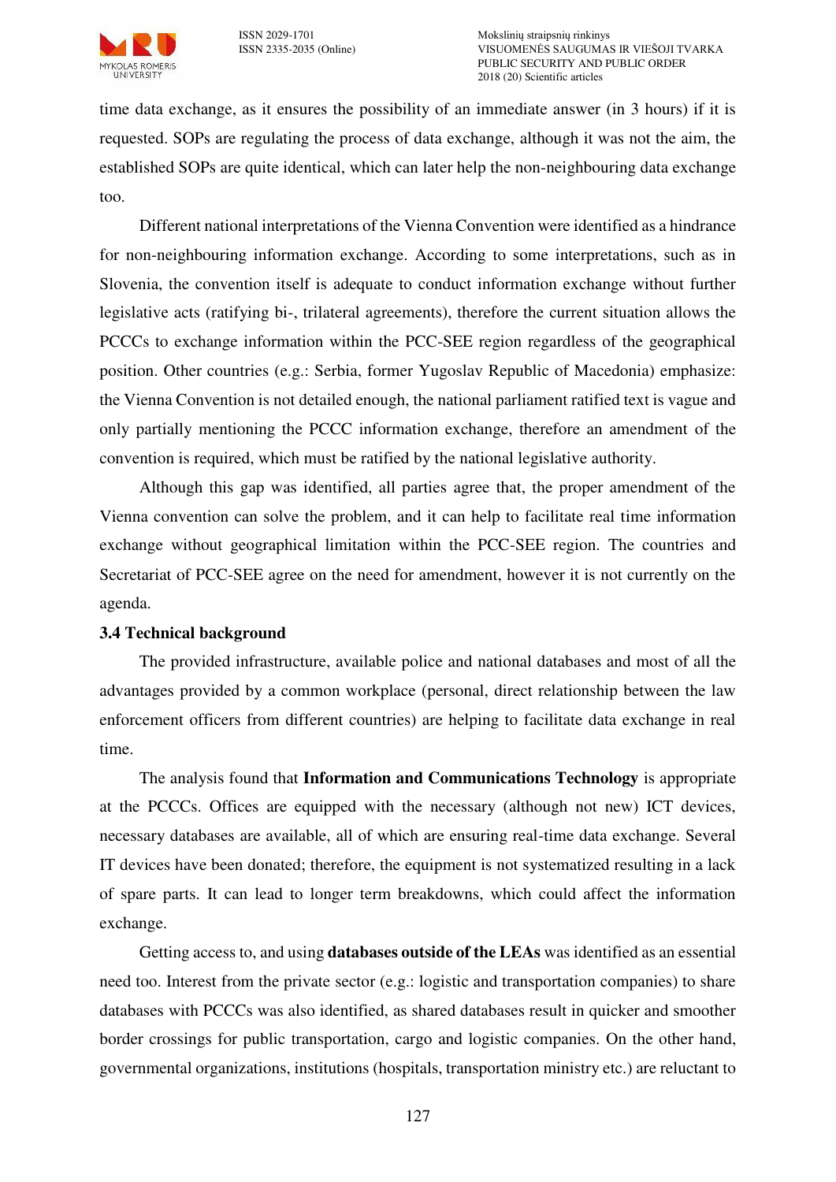time data exchange, as it ensures the possibility of an immediate answer (in 3 hours) if it is requested. SOPs are regulating the process of data exchange, although it was not the aim, the established SOPs are quite identical, which can later help the non-neighbouring data exchange too.

Different national interpretations of the Vienna Convention were identified as a hindrance for non-neighbouring information exchange. According to some interpretations, such as in Slovenia, the convention itself is adequate to conduct information exchange without further legislative acts (ratifying bi-, trilateral agreements), therefore the current situation allows the PCCCs to exchange information within the PCC-SEE region regardless of the geographical position. Other countries (e.g.: Serbia, former Yugoslav Republic of Macedonia) emphasize: the Vienna Convention is not detailed enough, the national parliament ratified text is vague and only partially mentioning the PCCC information exchange, therefore an amendment of the convention is required, which must be ratified by the national legislative authority.

Although this gap was identified, all parties agree that, the proper amendment of the Vienna convention can solve the problem, and it can help to facilitate real time information exchange without geographical limitation within the PCC-SEE region. The countries and Secretariat of PCC-SEE agree on the need for amendment, however it is not currently on the agenda.

### 3.4 Technical background

The provided infrastructure, available police and national databases and most of all the advantages provided by a common workplace (personal, direct relationship between the law enforcement officers from different countries) are helping to facilitate data exchange in real time.

The analysis found that **Information and Communications Technology** is appropriate at the PCCCs. Offices are equipped with the necessary (although not new) ICT devices, necessary databases are available, all of which are ensuring real-time data exchange. Several IT devices have been donated; therefore, the equipment is not systematized resulting in a lack of spare parts. It can lead to longer term breakdowns, which could affect the information exchange.

Getting access to, and using **databases outside of the LEAs** was identified as an essential need too. Interest from the private sector (e.g.: logistic and transportation companies) to share databases with PCCCs was also identified, as shared databases result in quicker and smoother border crossings for public transportation, cargo and logistic companies. On the other hand, governmental organizations, institutions (hospitals, transportation ministry etc.) are reluctant to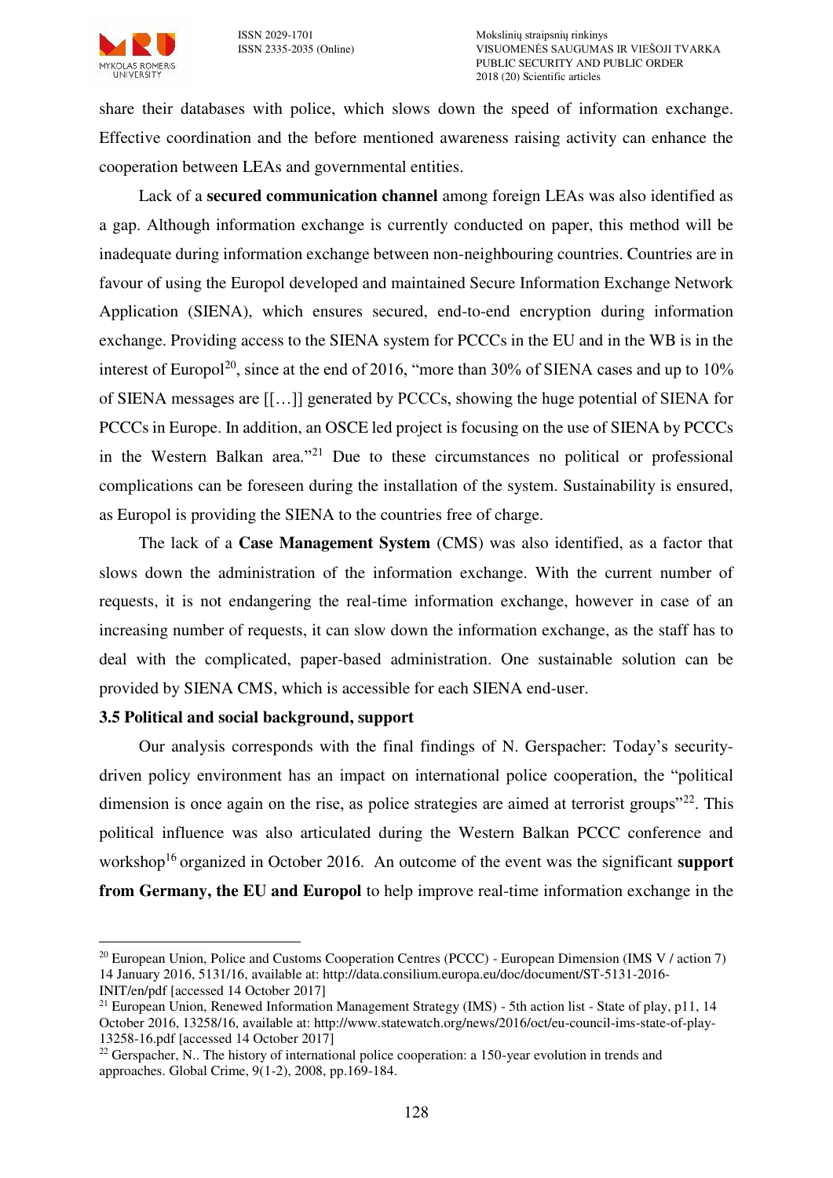share their databases with police, which slows down the speed of information exchange. Effective coordination and the before mentioned awareness raising activity can enhance the cooperation between LEAs and governmental entities.

Lack of a **secured communication channel** among foreign LEAs was also identified as a gap. Although information exchange is currently conducted on paper, this method will be inadequate during information exchange between non-neighbouring countries. Countries are in favour of using the Europol developed and maintained Secure Information Exchange Network Application (SIENA), which ensures secured, end-to-end encryption during information exchange. Providing access to the SIENA system for PCCCs in the EU and in the WB is in the interest of Europol[20], since at the end of 2016, "more than 30% of SIENA cases and up to 10% of SIENA messages are [[…]] generated by PCCCs, showing the huge potential of SIENA for PCCCs in Europe. In addition, an OSCE led project is focusing on the use of SIENA by PCCCs in the Western Balkan area."[21] Due to these circumstances no political or professional complications can be foreseen during the installation of the system. Sustainability is ensured, as Europol is providing the SIENA to the countries free of charge.

The lack of a **Case Management System** (CMS) was also identified, as a factor that slows down the administration of the information exchange. With the current number of requests, it is not endangering the real-time information exchange, however in case of an increasing number of requests, it can slow down the information exchange, as the staff has to deal with the complicated, paper-based administration. One sustainable solution can be provided by SIENA CMS, which is accessible for each SIENA end-user.

### 3.5 Political and social background, support

Our analysis corresponds with the final findings of N. Gerspacher: Today's security-driven policy environment has an impact on international police cooperation, the "political dimension is once again on the rise, as police strategies are aimed at terrorist groups"[22]. This political influence was also articulated during the Western Balkan PCCC conference and workshop[16] organized in October 2016. An outcome of the event was the significant **support from Germany, the EU and Europol** to help improve real-time information exchange in the

---

[20] European Union, Police and Customs Cooperation Centres (PCCC) - European Dimension (IMS V / action 7) 14 January 2016, 5131/16, available at: http://data.consilium.europa.eu/doc/document/ST-5131-2016-INIT/en/pdf [accessed 14 October 2017]

[21] European Union, Renewed Information Management Strategy (IMS) - 5th action list - State of play, p11, 14 October 2016, 13258/16, available at: http://www.statewatch.org/news/2016/oct/eu-council-ims-state-of-play-13258-16.pdf [accessed 14 October 2017]

[22] Gerspacher, N.. The history of international police cooperation: a 150-year evolution in trends and approaches. Global Crime, 9(1-2), 2008, pp.169-184.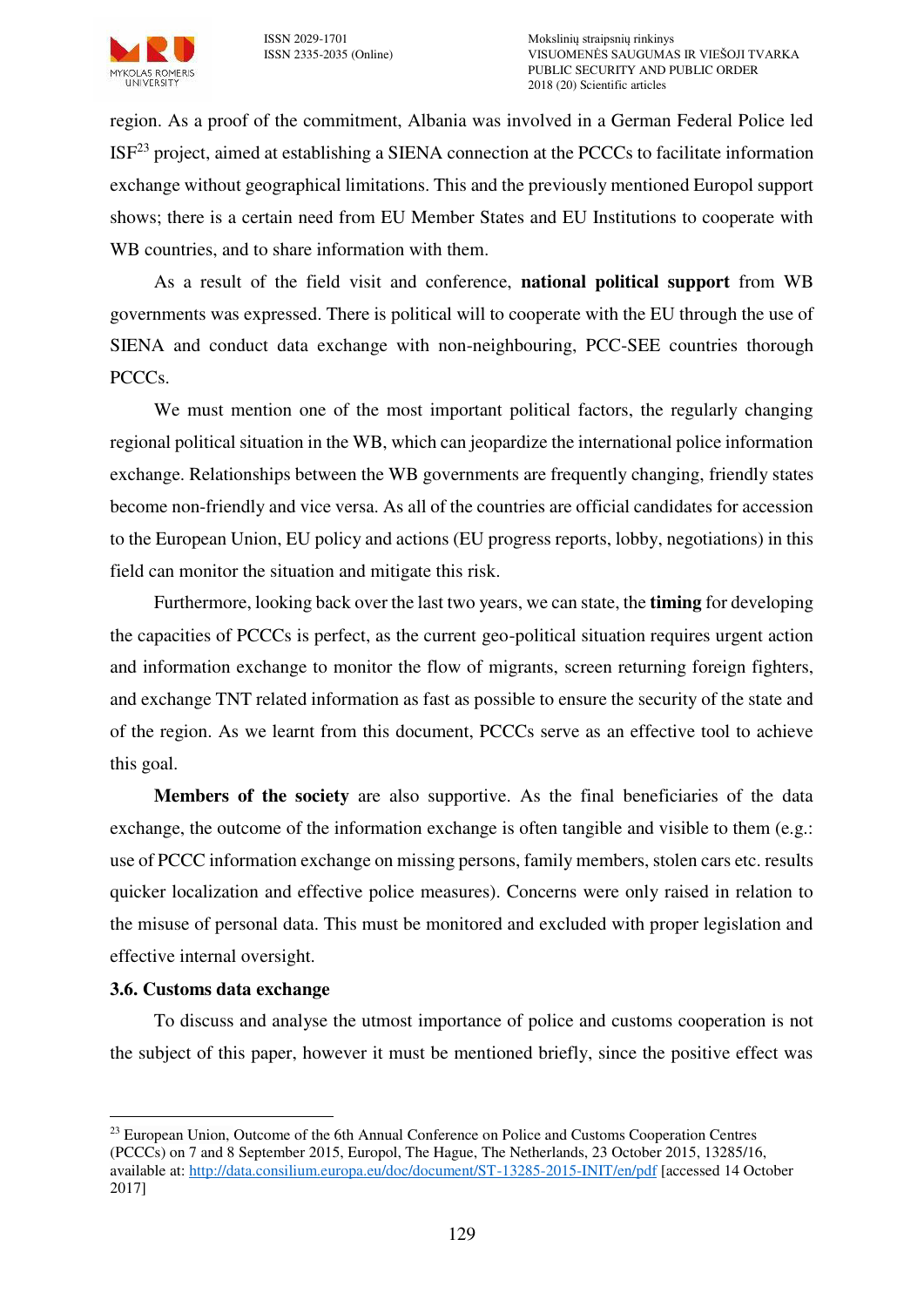region. As a proof of the commitment, Albania was involved in a German Federal Police led ISF[23] project, aimed at establishing a SIENA connection at the PCCCs to facilitate information exchange without geographical limitations. This and the previously mentioned Europol support shows; there is a certain need from EU Member States and EU Institutions to cooperate with WB countries, and to share information with them.

As a result of the field visit and conference, **national political support** from WB governments was expressed. There is political will to cooperate with the EU through the use of SIENA and conduct data exchange with non-neighbouring, PCC-SEE countries thorough PCCCs.

We must mention one of the most important political factors, the regularly changing regional political situation in the WB, which can jeopardize the international police information exchange. Relationships between the WB governments are frequently changing, friendly states become non-friendly and vice versa. As all of the countries are official candidates for accession to the European Union, EU policy and actions (EU progress reports, lobby, negotiations) in this field can monitor the situation and mitigate this risk.

Furthermore, looking back over the last two years, we can state, the **timing** for developing the capacities of PCCCs is perfect, as the current geo-political situation requires urgent action and information exchange to monitor the flow of migrants, screen returning foreign fighters, and exchange TNT related information as fast as possible to ensure the security of the state and of the region. As we learnt from this document, PCCCs serve as an effective tool to achieve this goal.

**Members of the society** are also supportive. As the final beneficiaries of the data exchange, the outcome of the information exchange is often tangible and visible to them (e.g.: use of PCCC information exchange on missing persons, family members, stolen cars etc. results quicker localization and effective police measures). Concerns were only raised in relation to the misuse of personal data. This must be monitored and excluded with proper legislation and effective internal oversight.

### 3.6. Customs data exchange

To discuss and analyse the utmost importance of police and customs cooperation is not the subject of this paper, however it must be mentioned briefly, since the positive effect was

---

[23] European Union, Outcome of the 6th Annual Conference on Police and Customs Cooperation Centres (PCCCs) on 7 and 8 September 2015, Europol, The Hague, The Netherlands, 23 October 2015, 13285/16, available at: http://data.consilium.europa.eu/doc/document/ST-13285-2015-INIT/en/pdf [accessed 14 October 2017]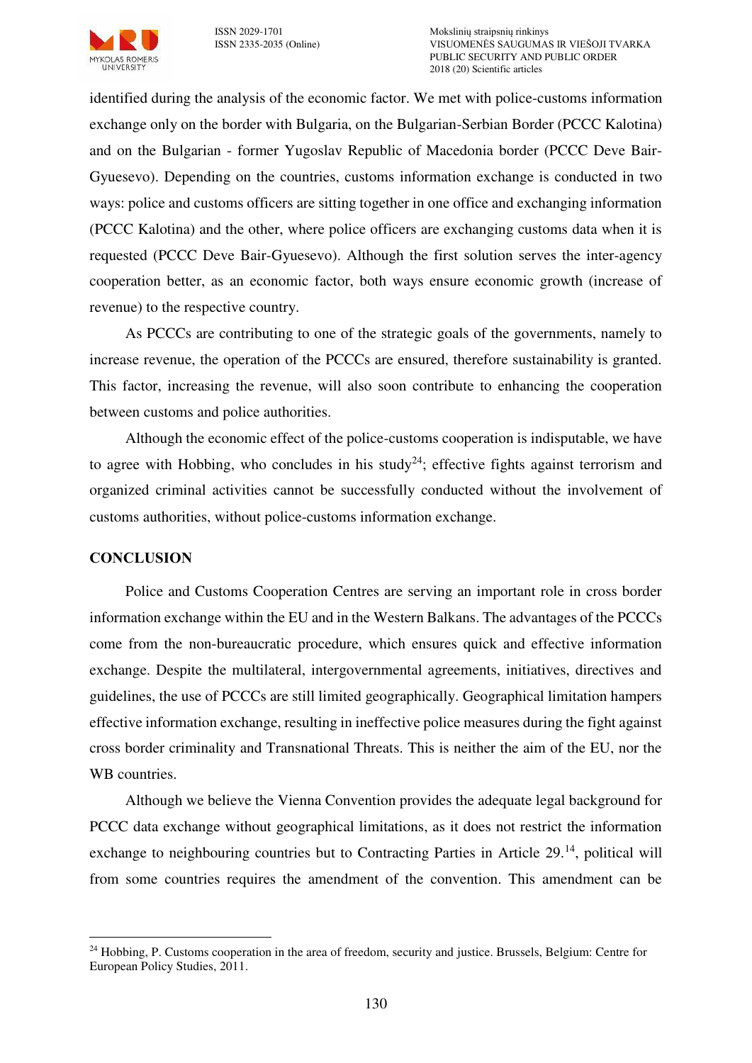identified during the analysis of the economic factor. We met with police-customs information exchange only on the border with Bulgaria, on the Bulgarian-Serbian Border (PCCC Kalotina) and on the Bulgarian - former Yugoslav Republic of Macedonia border (PCCC Deve Bair-Gyuesevo). Depending on the countries, customs information exchange is conducted in two ways: police and customs officers are sitting together in one office and exchanging information (PCCC Kalotina) and the other, where police officers are exchanging customs data when it is requested (PCCC Deve Bair-Gyuesevo). Although the first solution serves the inter-agency cooperation better, as an economic factor, both ways ensure economic growth (increase of revenue) to the respective country.

As PCCCs are contributing to one of the strategic goals of the governments, namely to increase revenue, the operation of the PCCCs are ensured, therefore sustainability is granted. This factor, increasing the revenue, will also soon contribute to enhancing the cooperation between customs and police authorities.

Although the economic effect of the police-customs cooperation is indisputable, we have to agree with Hobbing, who concludes in his study[24]; effective fights against terrorism and organized criminal activities cannot be successfully conducted without the involvement of customs authorities, without police-customs information exchange.

## CONCLUSION

Police and Customs Cooperation Centres are serving an important role in cross border information exchange within the EU and in the Western Balkans. The advantages of the PCCCs come from the non-bureaucratic procedure, which ensures quick and effective information exchange. Despite the multilateral, intergovernmental agreements, initiatives, directives and guidelines, the use of PCCCs are still limited geographically. Geographical limitation hampers effective information exchange, resulting in ineffective police measures during the fight against cross border criminality and Transnational Threats. This is neither the aim of the EU, nor the WB countries.

Although we believe the Vienna Convention provides the adequate legal background for PCCC data exchange without geographical limitations, as it does not restrict the information exchange to neighbouring countries but to Contracting Parties in Article 29.[14], political will from some countries requires the amendment of the convention. This amendment can be

---

[24] Hobbing, P. Customs cooperation in the area of freedom, security and justice. Brussels, Belgium: Centre for European Policy Studies, 2011.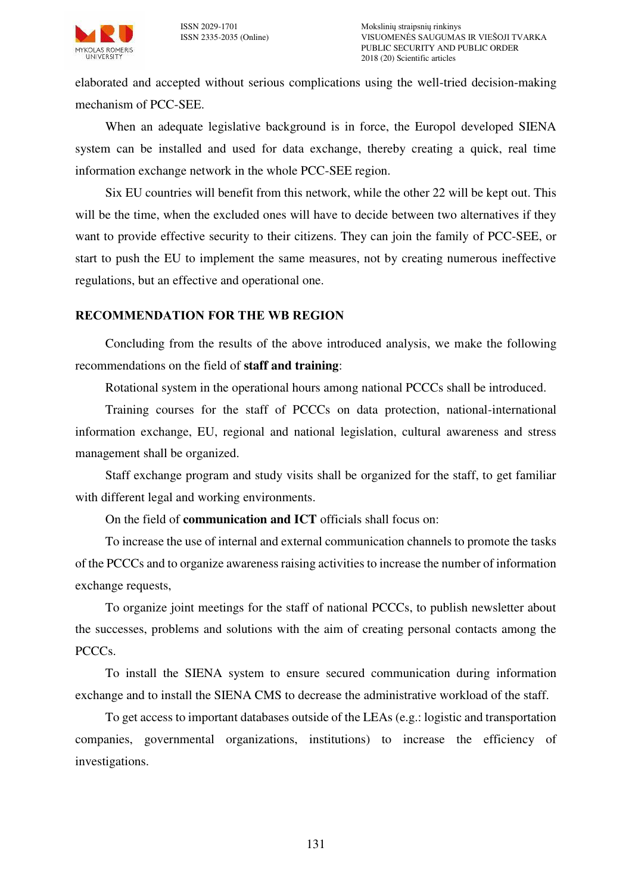elaborated and accepted without serious complications using the well-tried decision-making mechanism of PCC-SEE.

When an adequate legislative background is in force, the Europol developed SIENA system can be installed and used for data exchange, thereby creating a quick, real time information exchange network in the whole PCC-SEE region.

Six EU countries will benefit from this network, while the other 22 will be kept out. This will be the time, when the excluded ones will have to decide between two alternatives if they want to provide effective security to their citizens. They can join the family of PCC-SEE, or start to push the EU to implement the same measures, not by creating numerous ineffective regulations, but an effective and operational one.

## RECOMMENDATION FOR THE WB REGION

Concluding from the results of the above introduced analysis, we make the following recommendations on the field of **staff and training**:

Rotational system in the operational hours among national PCCCs shall be introduced.

Training courses for the staff of PCCCs on data protection, national-international information exchange, EU, regional and national legislation, cultural awareness and stress management shall be organized.

Staff exchange program and study visits shall be organized for the staff, to get familiar with different legal and working environments.

On the field of **communication and ICT** officials shall focus on:

To increase the use of internal and external communication channels to promote the tasks of the PCCCs and to organize awareness raising activities to increase the number of information exchange requests,

To organize joint meetings for the staff of national PCCCs, to publish newsletter about the successes, problems and solutions with the aim of creating personal contacts among the PCCCs.

To install the SIENA system to ensure secured communication during information exchange and to install the SIENA CMS to decrease the administrative workload of the staff.

To get access to important databases outside of the LEAs (e.g.: logistic and transportation companies, governmental organizations, institutions) to increase the efficiency of investigations.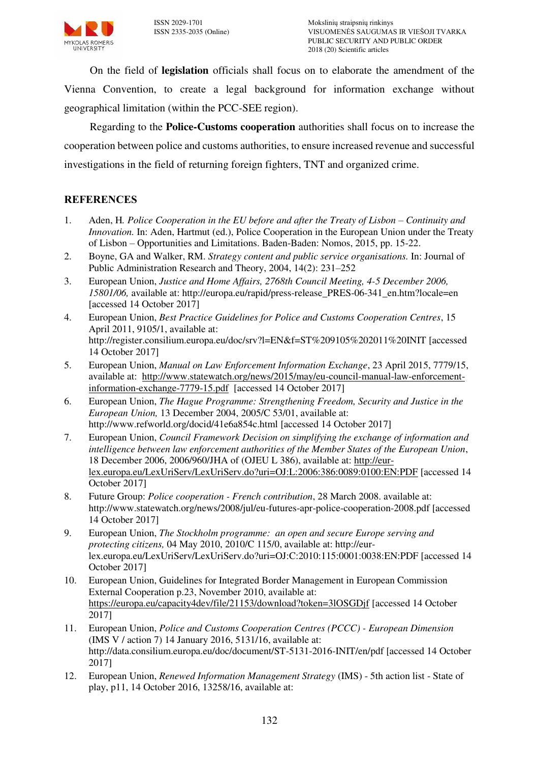On the field of **legislation** officials shall focus on to elaborate the amendment of the Vienna Convention, to create a legal background for information exchange without geographical limitation (within the PCC-SEE region).

Regarding to the **Police-Customs cooperation** authorities shall focus on to increase the cooperation between police and customs authorities, to ensure increased revenue and successful investigations in the field of returning foreign fighters, TNT and organized crime.

## REFERENCES

1. Aden, H. *Police Cooperation in the EU before and after the Treaty of Lisbon – Continuity and Innovation.* In: Aden, Hartmut (ed.), Police Cooperation in the European Union under the Treaty of Lisbon – Opportunities and Limitations. Baden-Baden: Nomos, 2015, pp. 15-22.
2. Boyne, GA and Walker, RM. *Strategy content and public service organisations.* In: Journal of Public Administration Research and Theory, 2004, 14(2): 231–252
3. European Union, *Justice and Home Affairs, 2768th Council Meeting, 4-5 December 2006, 15801/06,* available at: http://europa.eu/rapid/press-release_PRES-06-341_en.htm?locale=en [accessed 14 October 2017]
4. European Union, *Best Practice Guidelines for Police and Customs Cooperation Centres*, 15 April 2011, 9105/1, available at: http://register.consilium.europa.eu/doc/srv?l=EN&f=ST%209105%202011%20INIT [accessed 14 October 2017]
5. European Union, *Manual on Law Enforcement Information Exchange*, 23 April 2015, 7779/15, available at: http://www.statewatch.org/news/2015/may/eu-council-manual-law-enforcement-information-exchange-7779-15.pdf [accessed 14 October 2017]
6. European Union, *The Hague Programme: Strengthening Freedom, Security and Justice in the European Union,* 13 December 2004, 2005/C 53/01, available at: http://www.refworld.org/docid/41e6a854c.html [accessed 14 October 2017]
7. European Union, *Council Framework Decision on simplifying the exchange of information and intelligence between law enforcement authorities of the Member States of the European Union*, 18 December 2006, 2006/960/JHA of (OJEU L 386), available at: http://eur-lex.europa.eu/LexUriServ/LexUriServ.do?uri=OJ:L:2006:386:0089:0100:EN:PDF [accessed 14 October 2017]
8. Future Group: *Police cooperation - French contribution*, 28 March 2008. available at: http://www.statewatch.org/news/2008/jul/eu-futures-apr-police-cooperation-2008.pdf [accessed 14 October 2017]
9. European Union, *The Stockholm programme: an open and secure Europe serving and protecting citizens,* 04 May 2010, 2010/C 115/0, available at: http://eur-lex.europa.eu/LexUriServ/LexUriServ.do?uri=OJ:C:2010:115:0001:0038:EN:PDF [accessed 14 October 2017]
10. European Union, Guidelines for Integrated Border Management in European Commission External Cooperation p.23, November 2010, available at: https://europa.eu/capacity4dev/file/21153/download?token=3lOSGDjf [accessed 14 October 2017]
11. European Union, *Police and Customs Cooperation Centres (PCCC) - European Dimension* (IMS V / action 7) 14 January 2016, 5131/16, available at: http://data.consilium.europa.eu/doc/document/ST-5131-2016-INIT/en/pdf [accessed 14 October 2017]
12. European Union, *Renewed Information Management Strategy* (IMS) - 5th action list - State of play, p11, 14 October 2016, 13258/16, available at: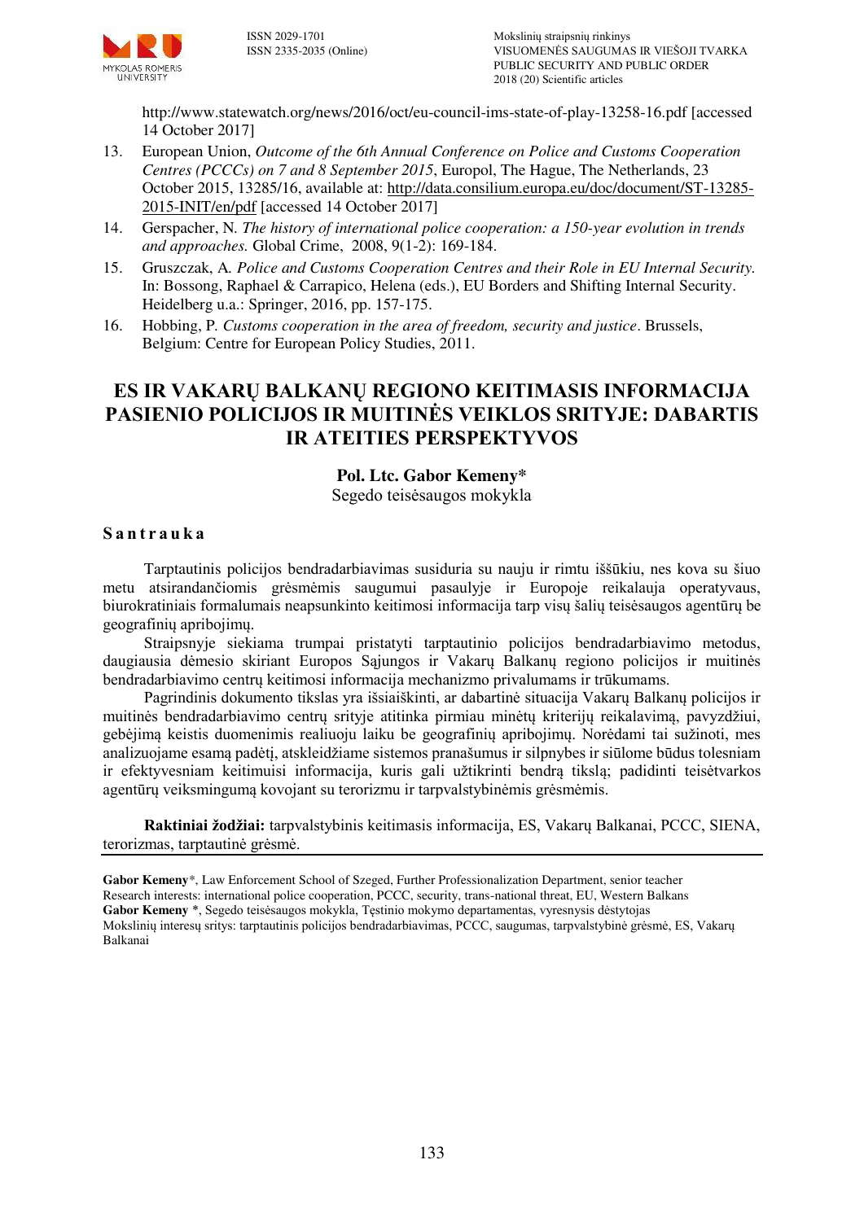http://www.statewatch.org/news/2016/oct/eu-council-ims-state-of-play-13258-16.pdf [accessed 14 October 2017]

13. European Union, *Outcome of the 6th Annual Conference on Police and Customs Cooperation Centres (PCCCs) on 7 and 8 September 2015*, Europol, The Hague, The Netherlands, 23 October 2015, 13285/16, available at: http://data.consilium.europa.eu/doc/document/ST-13285-2015-INIT/en/pdf [accessed 14 October 2017]
14. Gerspacher, N. *The history of international police cooperation: a 150-year evolution in trends and approaches.* Global Crime, 2008, 9(1-2): 169-184.
15. Gruszczak, A. *Police and Customs Cooperation Centres and their Role in EU Internal Security.* In: Bossong, Raphael & Carrapico, Helena (eds.), EU Borders and Shifting Internal Security. Heidelberg u.a.: Springer, 2016, pp. 157-175.
16. Hobbing, P. *Customs cooperation in the area of freedom, security and justice*. Brussels, Belgium: Centre for European Policy Studies, 2011.

# ES IR VAKARŲ BALKANŲ REGIONO KEITIMASIS INFORMACIJA PASIENIO POLICIJOS IR MUITINĖS VEIKLOS SRITYJE: DABARTIS IR ATEITIES PERSPEKTYVOS

**Pol. Ltc. Gabor Kemeny***

Segedo teisėsaugos mokykla

**Santrauka**

Tarptautinis policijos bendradarbiavimas susiduria su nauju ir rimtu iššūkiu, nes kova su šiuo metu atsirandančiomis grėsmėmis saugumui pasaulyje ir Europoje reikalauja operatyvaus, biurokratiniais formalumais neapsunkinto keitimosi informacija tarp visų šalių teisėsaugos agentūrų be geografinių apribojimų.

Straipsnyje siekiama trumpai pristatyti tarptautinio policijos bendradarbiavimo metodus, daugiausia dėmesio skiriant Europos Sąjungos ir Vakarų Balkanų regiono policijos ir muitinės bendradarbiavimo centrų keitimosi informacija mechanizmo privalumams ir trūkumams.

Pagrindinis dokumento tikslas yra išsiaiškinti, ar dabartinė situacija Vakarų Balkanų policijos ir muitinės bendradarbiavimo centrų srityje atitinka pirmiau minėtų kriterijų reikalavimą, pavyzdžiui, gebėjimą keistis duomenimis realiuoju laiku be geografinių apribojimų. Norėdami tai sužinoti, mes analizuojame esamą padėtį, atskleidžiame sistemos pranašumus ir silpnybes ir siūlome būdus tolesniam ir efektyvesniam keitimuisi informacija, kuris gali užtikrinti bendrą tikslą; padidinti teisėtvarkos agentūrų veiksmingumą kovojant su terorizmu ir tarpvalstybinėmis grėsmėmis.

**Raktiniai žodžiai:** tarpvalstybinis keitimasis informacija, ES, Vakarų Balkanai, PCCC, SIENA, terorizmas, tarptautinė grėsmė.

---

**Gabor Kemeny***, Law Enforcement School of Szeged, Further Professionalization Department, senior teacher
Research interests: international police cooperation, PCCC, security, trans-national threat, EU, Western Balkans
**Gabor Kemeny** *, Segedo teisėsaugos mokykla, Tęstinio mokymo departamentas, vyresnysis dėstytojas
Mokslinių interesų sritys: tarptautinis policijos bendradarbiavimas, PCCC, saugumas, tarpvalstybinė grėsmė, ES, Vakarų Balkanai